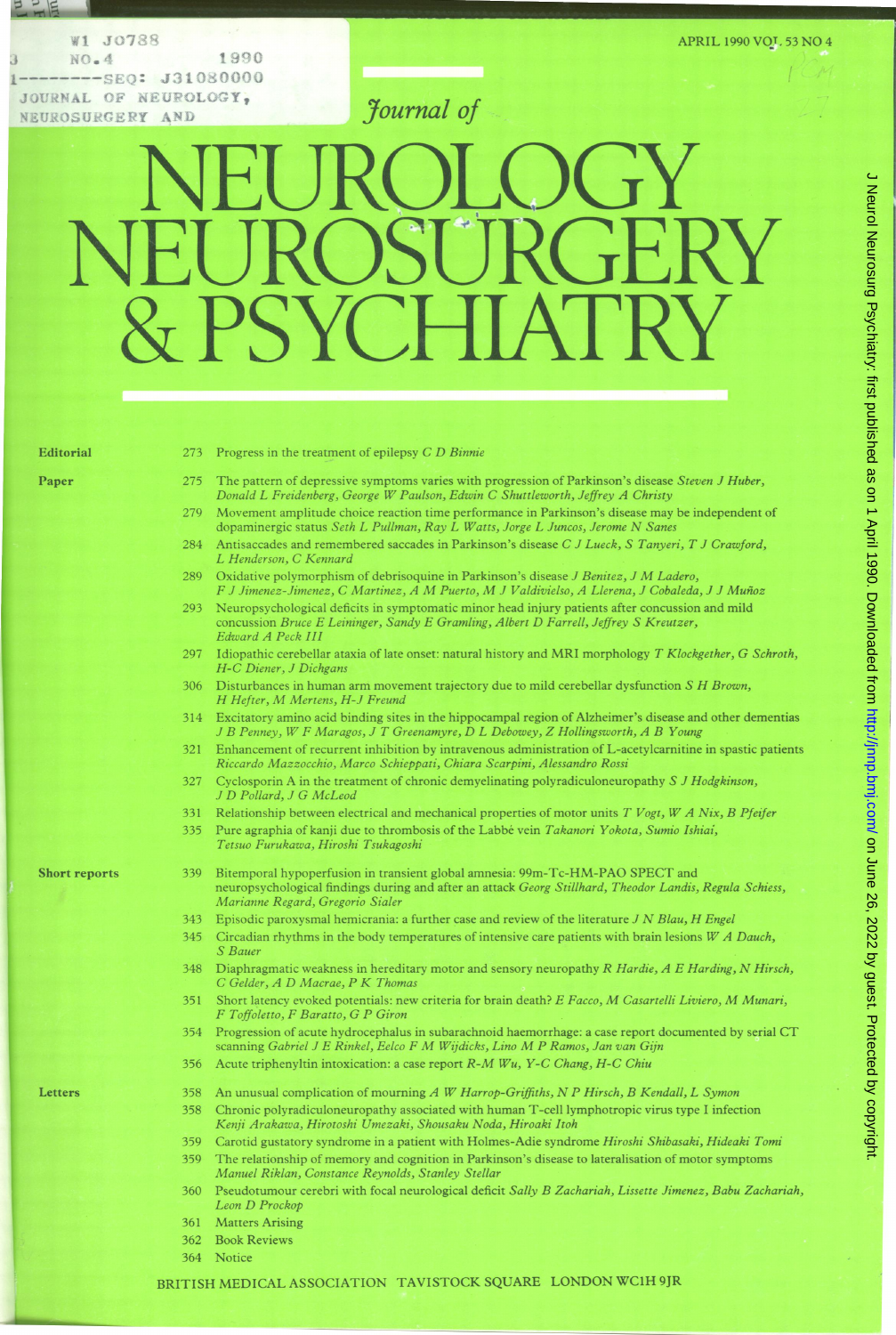# Journal of NEUROLOGY NEUROSURGERY & PSYCHIATRY

APRIL 1990 VOL 53 NO 4

**Editorial**

273 Progress in the treatment of epilepsy *C D Binnie*

**Paper**

275 The pattern of depressive symptoms varies with progression of Parkinson's disease *Steven J Huber, Donald L Freidenberg, George W Paulson, Edwin C Shuttleworth, Jeffrey A Christy*

279 Movement amplitude choice reaction time performance in Parkinson's disease may be independent of dopaminergic status *Seth L Pullman, Ray L Watts, Jorge L Juncos, Jerome N Sanes*

284 Antisaccades and remembered saccades in Parkinson's disease *C J Lueck, S Tanyeri, T J Crawford, L Henderson, C Kennard*

289 Oxidative polymorphism of debrisoquine in Parkinson's disease *J Benitez, J M Ladero, F J Jimenez-Jimenez, C Martinez, A M Puerto, M J Valdivielso, A Llerena, J Cobaleda, J J Muñoz*

293 Neuropsychological deficits in symptomatic minor head injury patients after concussion and mild concussion *Bruce E Leininger, Sandy E Gramling, Albert D Farrell, Jeffrey S Kreutzer, Edward A Peck III*

297 Idiopathic cerebellar ataxia of late onset: natural history and MRI morphology *T Klockgether, G Schroth, H-C Diener, J Dichgans*

306 Disturbances in human arm movement trajectory due to mild cerebellar dysfunction *S H Brown, H Hefter, M Mertens, H-J Freund*

314 Excitatory amino acid binding sites in the hippocampal region of Alzheimer's disease and other dementias *J B Penney, W F Maragos, J T Greenamyre, D L Debowey, Z Hollingsworth, A B Young*

321 Enhancement of recurrent inhibition by intravenous administration of L-acetylcarnitine in spastic patients *Riccardo Mazzocchio, Marco Schieppati, Chiara Scarpini, Alessandro Rossi*

327 Cyclosporin A in the treatment of chronic demyelinating polyradiculoneuropathy *S J Hodgkinson, J D Pollard, J G McLeod*

331 Relationship between electrical and mechanical properties of motor units *T Vogt, W A Nix, B Pfeifer*

335 Pure agraphia of kanji due to thrombosis of the Labbé vein *Takanori Yokota, Sumio Ishiai, Tetsuo Furukawa, Hiroshi Tsukagoshi*

**Short reports**

339 Bitemporal hypoperfusion in transient global amnesia: 99m-Tc-HM-PAO SPECT and neuropsychological findings during and after an attack *Georg Stillhard, Theodor Landis, Regula Schiess, Marianne Regard, Gregorio Sialer*

343 Episodic paroxysmal hemicrania: a further case and review of the literature *J N Blau, H Engel*

345 Circadian rhythms in the body temperatures of intensive care patients with brain lesions *W A Dauch, S Bauer*

348 Diaphragmatic weakness in hereditary motor and sensory neuropathy *R Hardie, A E Harding, N Hirsch, C Gelder, A D Macrae, P K Thomas*

351 Short latency evoked potentials: new criteria for brain death? *E Facco, M Casartelli Liviero, M Munari, F Toffoletto, F Baratto, G P Giron*

354 Progression of acute hydrocephalus in subarachnoid haemorrhage: a case report documented by serial CT scanning *Gabriel J E Rinkel, Eelco F M Wijdicks, Lino M P Ramos, Jan van Gijn*

356 Acute triphenyltin intoxication: a case report *R-M Wu, Y-C Chang, H-C Chiu*

**Letters**

358 An unusual complication of mourning *A W Harrop-Griffiths, N P Hirsch, B Kendall, L Symon*

358 Chronic polyradiculoneuropathy associated with human T-cell lymphotropic virus type I infection *Kenji Arakawa, Hirotoshi Umezaki, Shousaku Noda, Hiroaki Itoh*

359 Carotid gustatory syndrome in a patient with Holmes-Adie syndrome *Hiroshi Shibasaki, Hideaki Tomi*

359 The relationship of memory and cognition in Parkinson's disease to lateralisation of motor symptoms *Manuel Riklan, Constance Reynolds, Stanley Stellar*

360 Pseudotumour cerebri with focal neurological deficit *Sally B Zachariah, Lissette Jimenez, Babu Zachariah, Leon D Prockop*

361 Matters Arising

362 Book Reviews

364 Notice

BRITISH MEDICAL ASSOCIATION TAVISTOCK SQUARE LONDON WC1H 9JR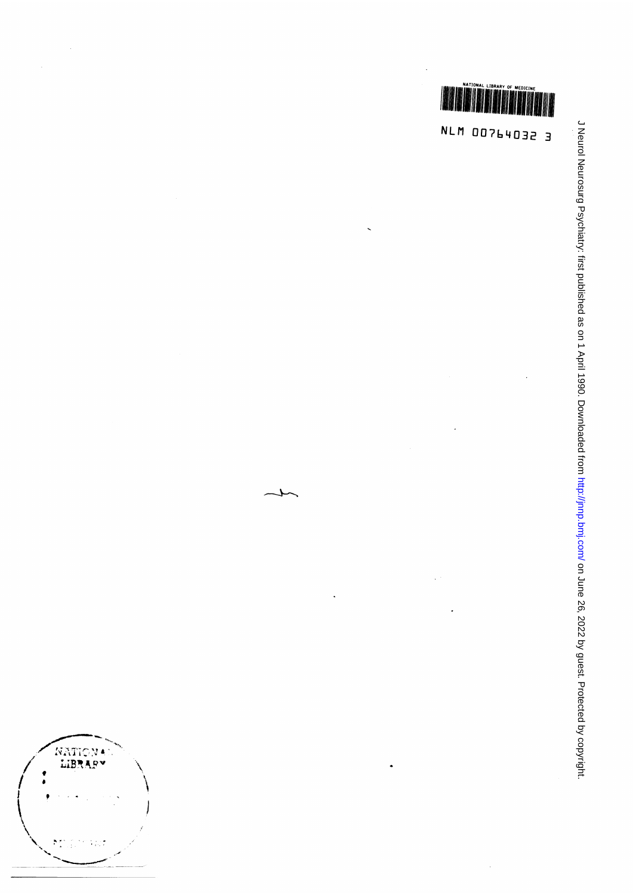NATIONAL LIBRARY OF MEDICINE

NLM 00764032 3